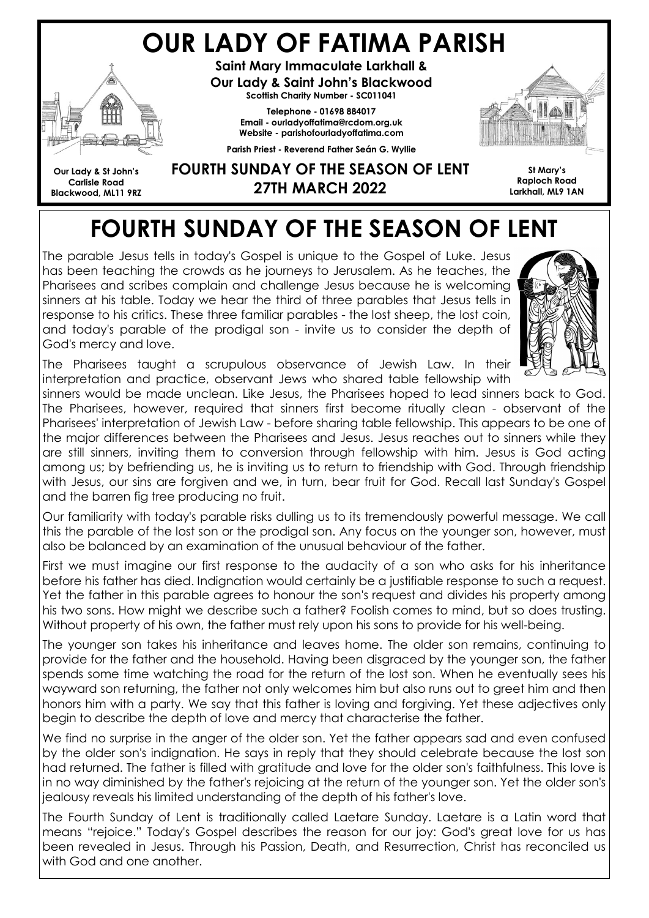# OUR LADY OF FATIMA PARISH

**Saint Mary Immaculate Larkhall &**
**Our Lady & Saint John's Blackwood**
**Scottish Charity Number - SC011041**

**Telephone - 01698 884017**
**Email - ourladyoffatima@rcdom.org.uk**
**Website - parishofourladyoffatima.com**

**Parish Priest - Reverend Father Seán G. Wyllie**

**Our Lady & St John's**
**Carlisle Road**
**Blackwood, ML11 9RZ**

**FOURTH SUNDAY OF THE SEASON OF LENT**
**27TH MARCH 2022**

**St Mary's**
**Raploch Road**
**Larkhall, ML9 1AN**

# FOURTH SUNDAY OF THE SEASON OF LENT

The parable Jesus tells in today's Gospel is unique to the Gospel of Luke. Jesus has been teaching the crowds as he journeys to Jerusalem. As he teaches, the Pharisees and scribes complain and challenge Jesus because he is welcoming sinners at his table. Today we hear the third of three parables that Jesus tells in response to his critics. These three familiar parables - the lost sheep, the lost coin, and today's parable of the prodigal son - invite us to consider the depth of God's mercy and love.

The Pharisees taught a scrupulous observance of Jewish Law. In their interpretation and practice, observant Jews who shared table fellowship with sinners would be made unclean. Like Jesus, the Pharisees hoped to lead sinners back to God. The Pharisees, however, required that sinners first become ritually clean - observant of the Pharisees' interpretation of Jewish Law - before sharing table fellowship. This appears to be one of the major differences between the Pharisees and Jesus. Jesus reaches out to sinners while they are still sinners, inviting them to conversion through fellowship with him. Jesus is God acting among us; by befriending us, he is inviting us to return to friendship with God. Through friendship with Jesus, our sins are forgiven and we, in turn, bear fruit for God. Recall last Sunday's Gospel and the barren fig tree producing no fruit.

Our familiarity with today's parable risks dulling us to its tremendously powerful message. We call this the parable of the lost son or the prodigal son. Any focus on the younger son, however, must also be balanced by an examination of the unusual behaviour of the father.

First we must imagine our first response to the audacity of a son who asks for his inheritance before his father has died. Indignation would certainly be a justifiable response to such a request. Yet the father in this parable agrees to honour the son's request and divides his property among his two sons. How might we describe such a father? Foolish comes to mind, but so does trusting. Without property of his own, the father must rely upon his sons to provide for his well-being.

The younger son takes his inheritance and leaves home. The older son remains, continuing to provide for the father and the household. Having been disgraced by the younger son, the father spends some time watching the road for the return of the lost son. When he eventually sees his wayward son returning, the father not only welcomes him but also runs out to greet him and then honors him with a party. We say that this father is loving and forgiving. Yet these adjectives only begin to describe the depth of love and mercy that characterise the father.

We find no surprise in the anger of the older son. Yet the father appears sad and even confused by the older son's indignation. He says in reply that they should celebrate because the lost son had returned. The father is filled with gratitude and love for the older son's faithfulness. This love is in no way diminished by the father's rejoicing at the return of the younger son. Yet the older son's jealousy reveals his limited understanding of the depth of his father's love.

The Fourth Sunday of Lent is traditionally called Laetare Sunday. Laetare is a Latin word that means "rejoice." Today's Gospel describes the reason for our joy: God's great love for us has been revealed in Jesus. Through his Passion, Death, and Resurrection, Christ has reconciled us with God and one another.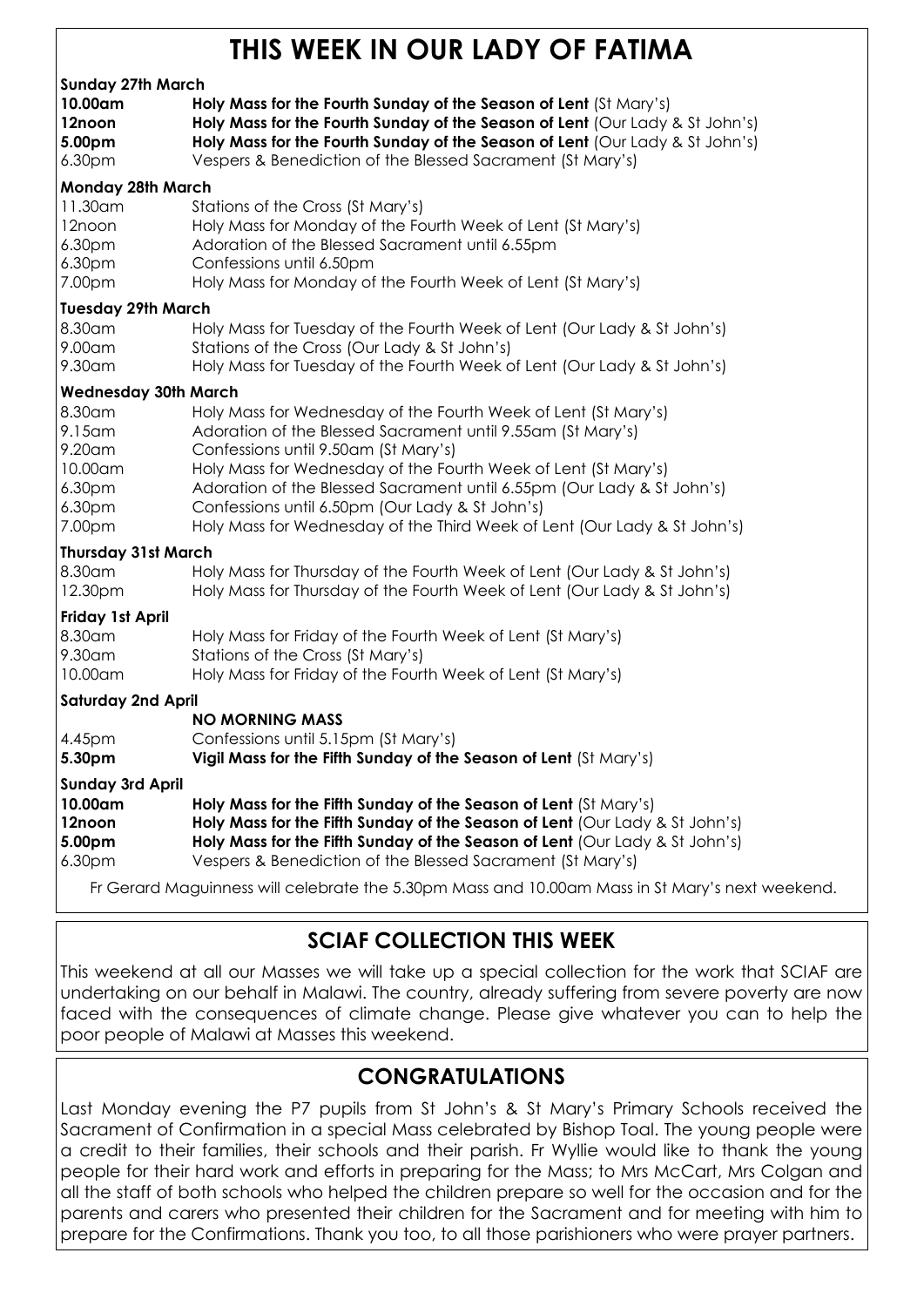# THIS WEEK IN OUR LADY OF FATIMA

**Sunday 27th March**

| | |
|---|---|
| **10.00am** | **Holy Mass for the Fourth Sunday of the Season of Lent** (St Mary's) |
| **12noon** | **Holy Mass for the Fourth Sunday of the Season of Lent** (Our Lady & St John's) |
| **5.00pm** | **Holy Mass for the Fourth Sunday of the Season of Lent** (Our Lady & St John's) |
| 6.30pm | Vespers & Benediction of the Blessed Sacrament (St Mary's) |

**Monday 28th March**

| | |
|---|---|
| 11.30am | Stations of the Cross (St Mary's) |
| 12noon | Holy Mass for Monday of the Fourth Week of Lent (St Mary's) |
| 6.30pm | Adoration of the Blessed Sacrament until 6.55pm |
| 6.30pm | Confessions until 6.50pm |
| 7.00pm | Holy Mass for Monday of the Fourth Week of Lent (St Mary's) |

**Tuesday 29th March**

| | |
|---|---|
| 8.30am | Holy Mass for Tuesday of the Fourth Week of Lent (Our Lady & St John's) |
| 9.00am | Stations of the Cross (Our Lady & St John's) |
| 9.30am | Holy Mass for Tuesday of the Fourth Week of Lent (Our Lady & St John's) |

**Wednesday 30th March**

| | |
|---|---|
| 8.30am | Holy Mass for Wednesday of the Fourth Week of Lent (St Mary's) |
| 9.15am | Adoration of the Blessed Sacrament until 9.55am (St Mary's) |
| 9.20am | Confessions until 9.50am (St Mary's) |
| 10.00am | Holy Mass for Wednesday of the Fourth Week of Lent (St Mary's) |
| 6.30pm | Adoration of the Blessed Sacrament until 6.55pm (Our Lady & St John's) |
| 6.30pm | Confessions until 6.50pm (Our Lady & St John's) |
| 7.00pm | Holy Mass for Wednesday of the Third Week of Lent (Our Lady & St John's) |

**Thursday 31st March**

| | |
|---|---|
| 8.30am | Holy Mass for Thursday of the Fourth Week of Lent (Our Lady & St John's) |
| 12.30pm | Holy Mass for Thursday of the Fourth Week of Lent (Our Lady & St John's) |

**Friday 1st April**

| | |
|---|---|
| 8.30am | Holy Mass for Friday of the Fourth Week of Lent (St Mary's) |
| 9.30am | Stations of the Cross (St Mary's) |
| 10.00am | Holy Mass for Friday of the Fourth Week of Lent (St Mary's) |

**Saturday 2nd April**

| | |
|---|---|
| | **NO MORNING MASS** |
| 4.45pm | Confessions until 5.15pm (St Mary's) |
| **5.30pm** | **Vigil Mass for the Fifth Sunday of the Season of Lent** (St Mary's) |

**Sunday 3rd April**

| | |
|---|---|
| **10.00am** | **Holy Mass for the Fifth Sunday of the Season of Lent** (St Mary's) |
| **12noon** | **Holy Mass for the Fifth Sunday of the Season of Lent** (Our Lady & St John's) |
| **5.00pm** | **Holy Mass for the Fifth Sunday of the Season of Lent** (Our Lady & St John's) |
| 6.30pm | Vespers & Benediction of the Blessed Sacrament (St Mary's) |

Fr Gerard Maguinness will celebrate the 5.30pm Mass and 10.00am Mass in St Mary's next weekend.

## SCIAF COLLECTION THIS WEEK

This weekend at all our Masses we will take up a special collection for the work that SCIAF are undertaking on our behalf in Malawi. The country, already suffering from severe poverty are now faced with the consequences of climate change. Please give whatever you can to help the poor people of Malawi at Masses this weekend.

## CONGRATULATIONS

Last Monday evening the P7 pupils from St John's & St Mary's Primary Schools received the Sacrament of Confirmation in a special Mass celebrated by Bishop Toal. The young people were a credit to their families, their schools and their parish. Fr Wyllie would like to thank the young people for their hard work and efforts in preparing for the Mass; to Mrs McCart, Mrs Colgan and all the staff of both schools who helped the children prepare so well for the occasion and for the parents and carers who presented their children for the Sacrament and for meeting with him to prepare for the Confirmations. Thank you too, to all those parishioners who were prayer partners.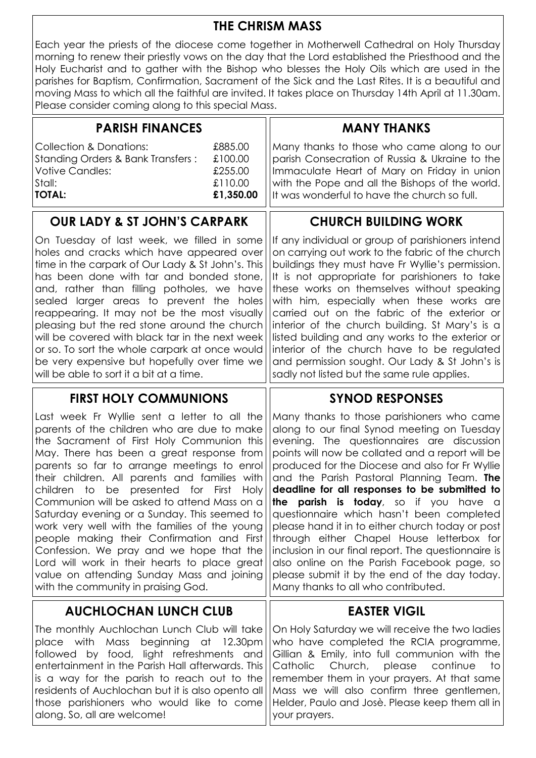## THE CHRISM MASS

Each year the priests of the diocese come together in Motherwell Cathedral on Holy Thursday morning to renew their priestly vows on the day that the Lord established the Priesthood and the Holy Eucharist and to gather with the Bishop who blesses the Holy Oils which are used in the parishes for Baptism, Confirmation, Sacrament of the Sick and the Last Rites. It is a beautiful and moving Mass to which all the faithful are invited. It takes place on Thursday 14th April at 11.30am. Please consider coming along to this special Mass.

## PARISH FINANCES

| | |
|---|---|
| Collection & Donations: | £885.00 |
| Standing Orders & Bank Transfers : | £100.00 |
| Votive Candles: | £255.00 |
| Stall: | £110.00 |
| **TOTAL:** | **£1,350.00** |

## MANY THANKS

Many thanks to those who came along to our parish Consecration of Russia & Ukraine to the Immaculate Heart of Mary on Friday in union with the Pope and all the Bishops of the world. It was wonderful to have the church so full.

## OUR LADY & ST JOHN'S CARPARK

On Tuesday of last week, we filled in some holes and cracks which have appeared over time in the carpark of Our Lady & St John's. This has been done with tar and bonded stone, and, rather than filling potholes, we have sealed larger areas to prevent the holes reappearing. It may not be the most visually pleasing but the red stone around the church will be covered with black tar in the next week or so. To sort the whole carpark at once would be very expensive but hopefully over time we will be able to sort it a bit at a time.

## CHURCH BUILDING WORK

If any individual or group of parishioners intend on carrying out work to the fabric of the church buildings they must have Fr Wyllie's permission. It is not appropriate for parishioners to take these works on themselves without speaking with him, especially when these works are carried out on the fabric of the exterior or interior of the church building. St Mary's is a listed building and any works to the exterior or interior of the church have to be regulated and permission sought. Our Lady & St John's is sadly not listed but the same rule applies.

## FIRST HOLY COMMUNIONS

Last week Fr Wyllie sent a letter to all the parents of the children who are due to make the Sacrament of First Holy Communion this May. There has been a great response from parents so far to arrange meetings to enrol their children. All parents and families with children to be presented for First Holy Communion will be asked to attend Mass on a Saturday evening or a Sunday. This seemed to work very well with the families of the young people making their Confirmation and First Confession. We pray and we hope that the Lord will work in their hearts to place great value on attending Sunday Mass and joining with the community in praising God.

## SYNOD RESPONSES

Many thanks to those parishioners who came along to our final Synod meeting on Tuesday evening. The questionnaires are discussion points will now be collated and a report will be produced for the Diocese and also for Fr Wyllie and the Parish Pastoral Planning Team. **The deadline for all responses to be submitted to the parish is today**, so if you have a questionnaire which hasn't been completed please hand it in to either church today or post through either Chapel House letterbox for inclusion in our final report. The questionnaire is also online on the Parish Facebook page, so please submit it by the end of the day today. Many thanks to all who contributed.

## AUCHLOCHAN LUNCH CLUB

The monthly Auchlochan Lunch Club will take place with Mass beginning at 12.30pm followed by food, light refreshments and entertainment in the Parish Hall afterwards. This is a way for the parish to reach out to the residents of Auchlochan but it is also opento all those parishioners who would like to come along. So, all are welcome!

## EASTER VIGIL

On Holy Saturday we will receive the two ladies who have completed the RCIA programme, Gillian & Emily, into full communion with the Catholic Church, please continue to remember them in your prayers. At that same Mass we will also confirm three gentlemen, Helder, Paulo and Josè. Please keep them all in your prayers.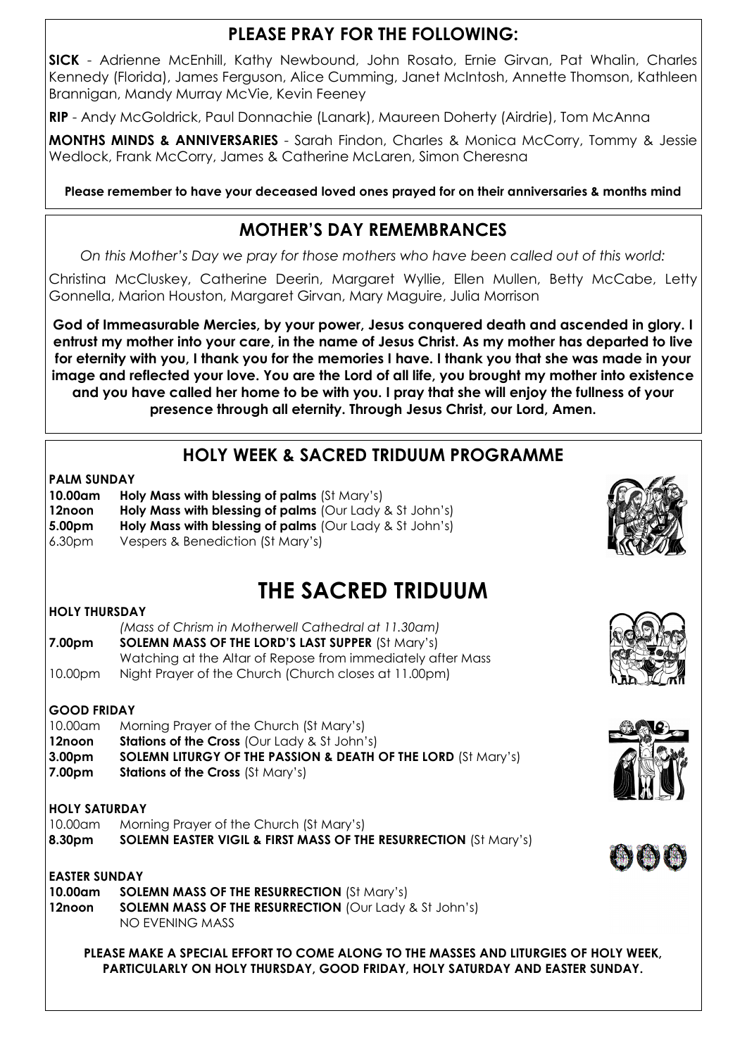## PLEASE PRAY FOR THE FOLLOWING:

**SICK** - Adrienne McEnhill, Kathy Newbound, John Rosato, Ernie Girvan, Pat Whalin, Charles Kennedy (Florida), James Ferguson, Alice Cumming, Janet McIntosh, Annette Thomson, Kathleen Brannigan, Mandy Murray McVie, Kevin Feeney

**RIP** - Andy McGoldrick, Paul Donnachie (Lanark), Maureen Doherty (Airdrie), Tom McAnna

**MONTHS MINDS & ANNIVERSARIES** - Sarah Findon, Charles & Monica McCorry, Tommy & Jessie Wedlock, Frank McCorry, James & Catherine McLaren, Simon Cheresna

**Please remember to have your deceased loved ones prayed for on their anniversaries & months mind**

## MOTHER'S DAY REMEMBRANCES

*On this Mother's Day we pray for those mothers who have been called out of this world:*

Christina McCluskey, Catherine Deerin, Margaret Wyllie, Ellen Mullen, Betty McCabe, Letty Gonnella, Marion Houston, Margaret Girvan, Mary Maguire, Julia Morrison

**God of Immeasurable Mercies, by your power, Jesus conquered death and ascended in glory. I entrust my mother into your care, in the name of Jesus Christ. As my mother has departed to live for eternity with you, I thank you for the memories I have. I thank you that she was made in your image and reflected your love. You are the Lord of all life, you brought my mother into existence and you have called her home to be with you. I pray that she will enjoy the fullness of your presence through all eternity. Through Jesus Christ, our Lord, Amen.**

## HOLY WEEK & SACRED TRIDUUM PROGRAMME

**PALM SUNDAY**

**10.00am** **Holy Mass with blessing of palms** (St Mary's)
**12noon** **Holy Mass with blessing of palms** (Our Lady & St John's)
**5.00pm** **Holy Mass with blessing of palms** (Our Lady & St John's)
6.30pm Vespers & Benediction (St Mary's)

# THE SACRED TRIDUUM

**HOLY THURSDAY**

*(Mass of Chrism in Motherwell Cathedral at 11.30am)*
**7.00pm** **SOLEMN MASS OF THE LORD'S LAST SUPPER** (St Mary's)
Watching at the Altar of Repose from immediately after Mass
10.00pm Night Prayer of the Church (Church closes at 11.00pm)

**GOOD FRIDAY**

10.00am Morning Prayer of the Church (St Mary's)
**12noon** **Stations of the Cross** (Our Lady & St John's)
**3.00pm** **SOLEMN LITURGY OF THE PASSION & DEATH OF THE LORD** (St Mary's)
**7.00pm** **Stations of the Cross** (St Mary's)

**HOLY SATURDAY**

10.00am Morning Prayer of the Church (St Mary's)
**8.30pm** **SOLEMN EASTER VIGIL & FIRST MASS OF THE RESURRECTION** (St Mary's)

**EASTER SUNDAY**

**10.00am** **SOLEMN MASS OF THE RESURRECTION** (St Mary's)
**12noon** **SOLEMN MASS OF THE RESURRECTION** (Our Lady & St John's)
NO EVENING MASS

**PLEASE MAKE A SPECIAL EFFORT TO COME ALONG TO THE MASSES AND LITURGIES OF HOLY WEEK, PARTICULARLY ON HOLY THURSDAY, GOOD FRIDAY, HOLY SATURDAY AND EASTER SUNDAY.**